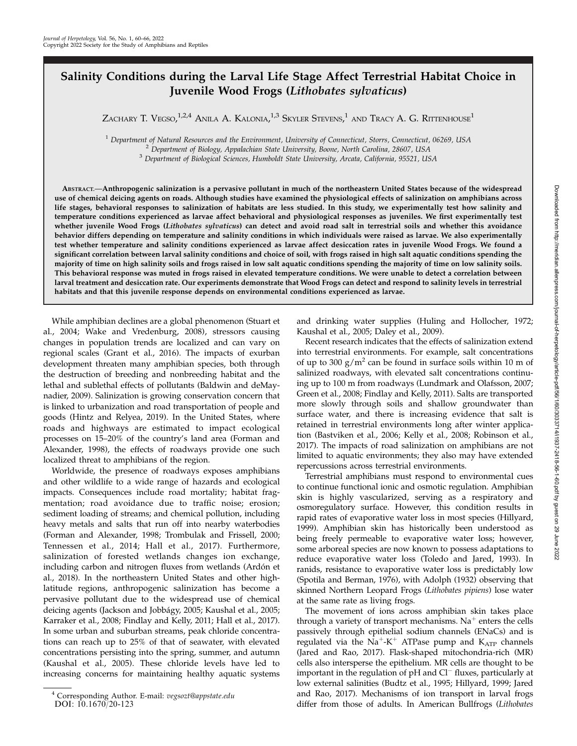# Salinity Conditions during the Larval Life Stage Affect Terrestrial Habitat Choice in Juvenile Wood Frogs (*Lithobates sylvaticus*)

Zachary T. Vegso,[1,2,4] Anila A. Kalonia,[1,3] Skyler Stevens,[1] and Tracy A. G. Rittenhouse[1]

[1] Department of Natural Resources and the Environment, University of Connecticut, Storrs, Connecticut, 06269, USA
[2] Department of Biology, Appalachian State University, Boone, North Carolina, 28607, USA
[3] Department of Biological Sciences, Humboldt State University, Arcata, California, 95521, USA

**Abstract.—Anthropogenic salinization is a pervasive pollutant in much of the northeastern United States because of the widespread use of chemical deicing agents on roads. Although studies have examined the physiological effects of salinization on amphibians across life stages, behavioral responses to salinization of habitats are less studied. In this study, we experimentally test how salinity and temperature conditions experienced as larvae affect behavioral and physiological responses as juveniles. We first experimentally test whether juvenile Wood Frogs (*Lithobates sylvaticus*) can detect and avoid road salt in terrestrial soils and whether this avoidance behavior differs depending on temperature and salinity conditions in which individuals were raised as larvae. We also experimentally test whether temperature and salinity conditions experienced as larvae affect desiccation rates in juvenile Wood Frogs. We found a significant correlation between larval salinity conditions and choice of soil, with frogs raised in high salt aquatic conditions spending the majority of time on high salinity soils and frogs raised in low salt aquatic conditions spending the majority of time on low salinity soils. This behavioral response was muted in frogs raised in elevated temperature conditions. We were unable to detect a correlation between larval treatment and desiccation rate. Our experiments demonstrate that Wood Frogs can detect and respond to salinity levels in terrestrial habitats and that this juvenile response depends on environmental conditions experienced as larvae.**

While amphibian declines are a global phenomenon (Stuart et al., 2004; Wake and Vredenburg, 2008), stressors causing changes in population trends are localized and can vary on regional scales (Grant et al., 2016). The impacts of exurban development threaten many amphibian species, both through the destruction of breeding and nonbreeding habitat and the lethal and sublethal effects of pollutants (Baldwin and deMaynadier, 2009). Salinization is growing conservation concern that is linked to urbanization and road transportation of people and goods (Hintz and Relyea, 2019). In the United States, where roads and highways are estimated to impact ecological processes on 15–20% of the country's land area (Forman and Alexander, 1998), the effects of roadways provide one such localized threat to amphibians of the region.

Worldwide, the presence of roadways exposes amphibians and other wildlife to a wide range of hazards and ecological impacts. Consequences include road mortality; habitat fragmentation; road avoidance due to traffic noise; erosion; sediment loading of streams; and chemical pollution, including heavy metals and salts that run off into nearby waterbodies (Forman and Alexander, 1998; Trombulak and Frissell, 2000; Tennessen et al., 2014; Hall et al., 2017). Furthermore, salinization of forested wetlands changes ion exchange, including carbon and nitrogen fluxes from wetlands (Ardón et al., 2018). In the northeastern United States and other high-latitude regions, anthropogenic salinization has become a pervasive pollutant due to the widespread use of chemical deicing agents (Jackson and Jobbágy, 2005; Kaushal et al., 2005; Karraker et al., 2008; Findlay and Kelly, 2011; Hall et al., 2017). In some urban and suburban streams, peak chloride concentrations can reach up to 25% of that of seawater, with elevated concentrations persisting into the spring, summer, and autumn (Kaushal et al., 2005). These chloride levels have led to increasing concerns for maintaining healthy aquatic systems and drinking water supplies (Huling and Hollocher, 1972; Kaushal et al., 2005; Daley et al., 2009).

Recent research indicates that the effects of salinization extend into terrestrial environments. For example, salt concentrations of up to 300 $g/m^2$ can be found in surface soils within 10 m of salinized roadways, with elevated salt concentrations continuing up to 100 m from roadways (Lundmark and Olafsson, 2007; Green et al., 2008; Findlay and Kelly, 2011). Salts are transported more slowly through soils and shallow groundwater than surface water, and there is increasing evidence that salt is retained in terrestrial environments long after winter application (Bastviken et al., 2006; Kelly et al., 2008; Robinson et al., 2017). The impacts of road salinization on amphibians are not limited to aquatic environments; they also may have extended repercussions across terrestrial environments.

Terrestrial amphibians must respond to environmental cues to continue functional ionic and osmotic regulation. Amphibian skin is highly vascularized, serving as a respiratory and osmoregulatory surface. However, this condition results in rapid rates of evaporative water loss in most species (Hillyard, 1999). Amphibian skin has historically been understood as being freely permeable to evaporative water loss; however, some arboreal species are now known to possess adaptations to reduce evaporative water loss (Toledo and Jared, 1993). In ranids, resistance to evaporative water loss is predictably low (Spotila and Berman, 1976), with Adolph (1932) observing that skinned Northern Leopard Frogs (*Lithobates pipiens*) lose water at the same rate as living frogs.

The movement of ions across amphibian skin takes place through a variety of transport mechanisms. $Na^+$ enters the cells passively through epithelial sodium channels (ENaCs) and is regulated via the $Na^+$-$K^+$ ATPase pump and $K_{ATP}$ channels (Jared and Rao, 2017). Flask-shaped mitochondria-rich (MR) cells also intersperse the epithelium. MR cells are thought to be important in the regulation of pH and $Cl^-$ fluxes, particularly at low external salinities (Budtz et al., 1995; Hillyard, 1999; Jared and Rao, 2017). Mechanisms of ion transport in larval frogs differ from those of adults. In American Bullfrogs (*Lithobates*

[4] Corresponding Author. E-mail: vegsozt@appstate.edu
DOI: 10.1670/20-123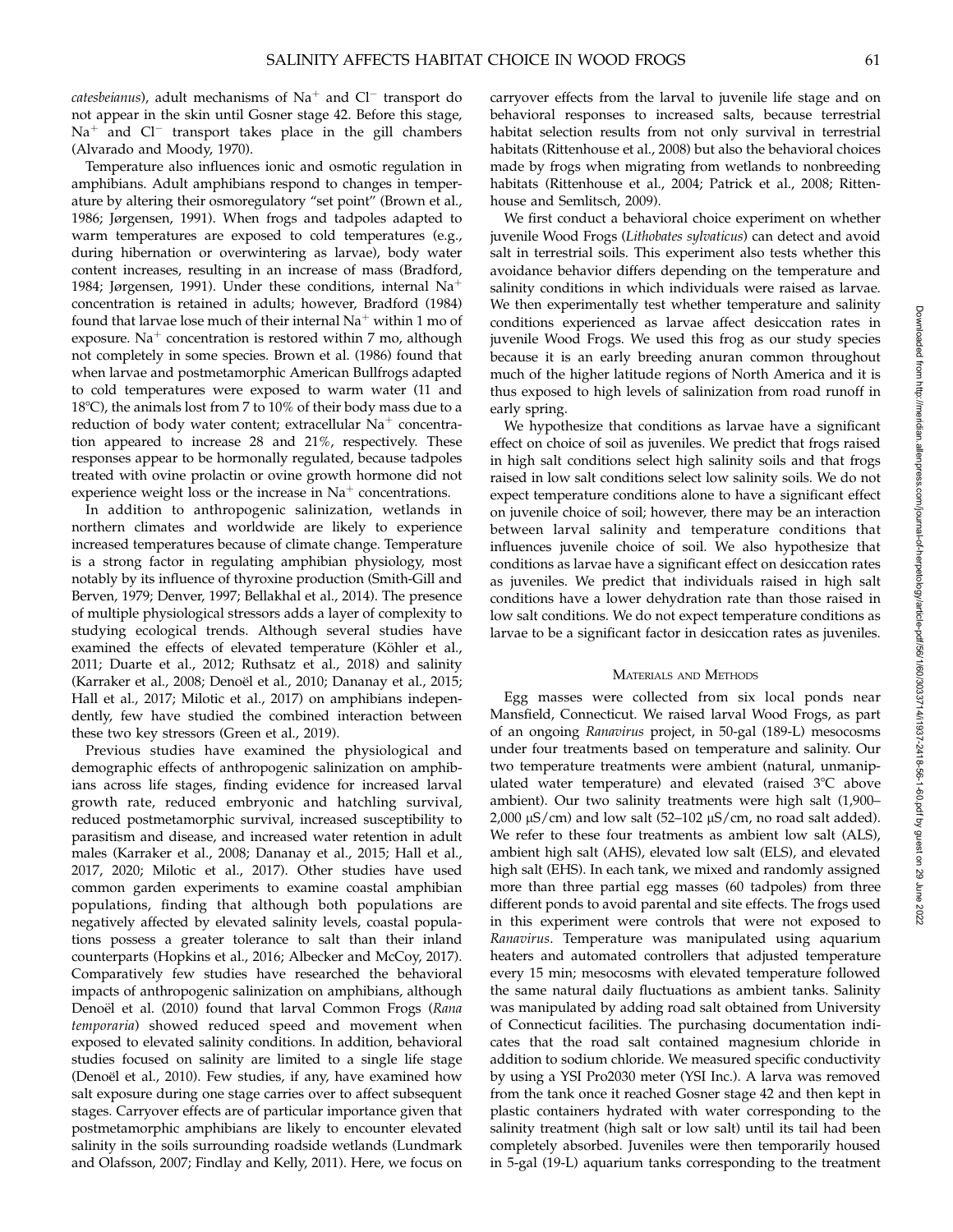*catesbeianus*), adult mechanisms of $Na^+$ and $Cl^-$ transport do not appear in the skin until Gosner stage 42. Before this stage, $Na^+$ and $Cl^-$ transport takes place in the gill chambers (Alvarado and Moody, 1970).

Temperature also influences ionic and osmotic regulation in amphibians. Adult amphibians respond to changes in temperature by altering their osmoregulatory "set point" (Brown et al., 1986; Jørgensen, 1991). When frogs and tadpoles adapted to warm temperatures are exposed to cold temperatures (e.g., during hibernation or overwintering as larvae), body water content increases, resulting in an increase of mass (Bradford, 1984; Jørgensen, 1991). Under these conditions, internal $Na^+$ concentration is retained in adults; however, Bradford (1984) found that larvae lose much of their internal $Na^+$ within 1 mo of exposure. $Na^+$ concentration is restored within 7 mo, although not completely in some species. Brown et al. (1986) found that when larvae and postmetamorphic American Bullfrogs adapted to cold temperatures were exposed to warm water (11 and 18°C), the animals lost from 7 to 10% of their body mass due to a reduction of body water content; extracellular $Na^+$ concentration appeared to increase 28 and 21%, respectively. These responses appear to be hormonally regulated, because tadpoles treated with ovine prolactin or ovine growth hormone did not experience weight loss or the increase in $Na^+$ concentrations.

In addition to anthropogenic salinization, wetlands in northern climates and worldwide are likely to experience increased temperatures because of climate change. Temperature is a strong factor in regulating amphibian physiology, most notably by its influence of thyroxine production (Smith-Gill and Berven, 1979; Denver, 1997; Bellakhal et al., 2014). The presence of multiple physiological stressors adds a layer of complexity to studying ecological trends. Although several studies have examined the effects of elevated temperature (Köhler et al., 2011; Duarte et al., 2012; Ruthsatz et al., 2018) and salinity (Karraker et al., 2008; Denoël et al., 2010; Dananay et al., 2015; Hall et al., 2017; Milotic et al., 2017) on amphibians independently, few have studied the combined interaction between these two key stressors (Green et al., 2019).

Previous studies have examined the physiological and demographic effects of anthropogenic salinization on amphibians across life stages, finding evidence for increased larval growth rate, reduced embryonic and hatchling survival, reduced postmetamorphic survival, increased susceptibility to parasitism and disease, and increased water retention in adult males (Karraker et al., 2008; Dananay et al., 2015; Hall et al., 2017, 2020; Milotic et al., 2017). Other studies have used common garden experiments to examine coastal amphibian populations, finding that although both populations are negatively affected by elevated salinity levels, coastal populations possess a greater tolerance to salt than their inland counterparts (Hopkins et al., 2016; Albecker and McCoy, 2017). Comparatively few studies have researched the behavioral impacts of anthropogenic salinization on amphibians, although Denoël et al. (2010) found that larval Common Frogs (*Rana temporaria*) showed reduced speed and movement when exposed to elevated salinity conditions. In addition, behavioral studies focused on salinity are limited to a single life stage (Denoël et al., 2010). Few studies, if any, have examined how salt exposure during one stage carries over to affect subsequent stages. Carryover effects are of particular importance given that postmetamorphic amphibians are likely to encounter elevated salinity in the soils surrounding roadside wetlands (Lundmark and Olafsson, 2007; Findlay and Kelly, 2011). Here, we focus on carryover effects from the larval to juvenile life stage and on behavioral responses to increased salts, because terrestrial habitat selection results from not only survival in terrestrial habitats (Rittenhouse et al., 2008) but also the behavioral choices made by frogs when migrating from wetlands to nonbreeding habitats (Rittenhouse et al., 2004; Patrick et al., 2008; Rittenhouse and Semlitsch, 2009).

We first conduct a behavioral choice experiment on whether juvenile Wood Frogs (*Lithobates sylvaticus*) can detect and avoid salt in terrestrial soils. This experiment also tests whether this avoidance behavior differs depending on the temperature and salinity conditions in which individuals were raised as larvae. We then experimentally test whether temperature and salinity conditions experienced as larvae affect desiccation rates in juvenile Wood Frogs. We used this frog as our study species because it is an early breeding anuran common throughout much of the higher latitude regions of North America and it is thus exposed to high levels of salinization from road runoff in early spring.

We hypothesize that conditions as larvae have a significant effect on choice of soil as juveniles. We predict that frogs raised in high salt conditions select high salinity soils and that frogs raised in low salt conditions select low salinity soils. We do not expect temperature conditions alone to have a significant effect on juvenile choice of soil; however, there may be an interaction between larval salinity and temperature conditions that influences juvenile choice of soil. We also hypothesize that conditions as larvae have a significant effect on desiccation rates as juveniles. We predict that individuals raised in high salt conditions have a lower dehydration rate than those raised in low salt conditions. We do not expect temperature conditions as larvae to be a significant factor in desiccation rates as juveniles.

## Materials and Methods

Egg masses were collected from six local ponds near Mansfield, Connecticut. We raised larval Wood Frogs, as part of an ongoing *Ranavirus* project, in 50-gal (189-L) mesocosms under four treatments based on temperature and salinity. Our two temperature treatments were ambient (natural, unmanipulated water temperature) and elevated (raised 3°C above ambient). Our two salinity treatments were high salt (1,900–2,000 μS/cm) and low salt (52–102 μS/cm, no road salt added). We refer to these four treatments as ambient low salt (ALS), ambient high salt (AHS), elevated low salt (ELS), and elevated high salt (EHS). In each tank, we mixed and randomly assigned more than three partial egg masses (60 tadpoles) from three different ponds to avoid parental and site effects. The frogs used in this experiment were controls that were not exposed to *Ranavirus*. Temperature was manipulated using aquarium heaters and automated controllers that adjusted temperature every 15 min; mesocosms with elevated temperature followed the same natural daily fluctuations as ambient tanks. Salinity was manipulated by adding road salt obtained from University of Connecticut facilities. The purchasing documentation indicates that the road salt contained magnesium chloride in addition to sodium chloride. We measured specific conductivity by using a YSI Pro2030 meter (YSI Inc.). A larva was removed from the tank once it reached Gosner stage 42 and then kept in plastic containers hydrated with water corresponding to the salinity treatment (high salt or low salt) until its tail had been completely absorbed. Juveniles were then temporarily housed in 5-gal (19-L) aquarium tanks corresponding to the treatment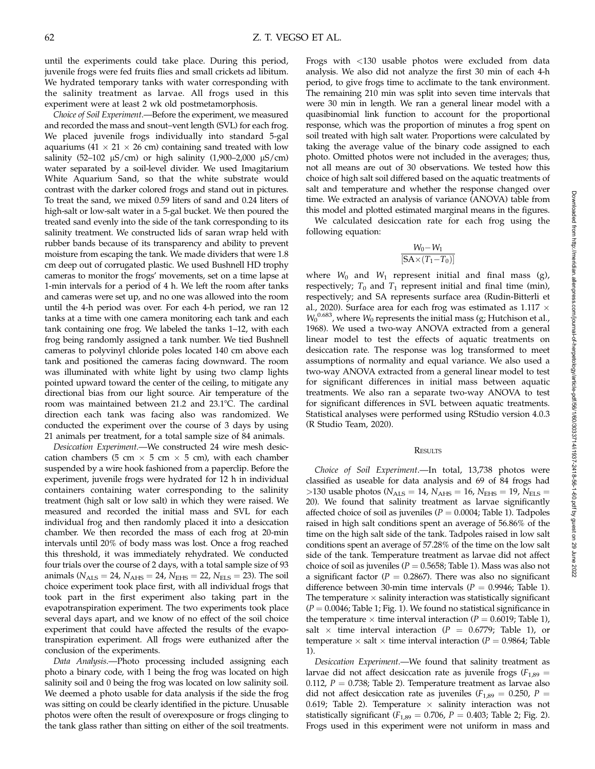until the experiments could take place. During this period, juvenile frogs were fed fruits flies and small crickets ad libitum. We hydrated temporary tanks with water corresponding with the salinity treatment as larvae. All frogs used in this experiment were at least 2 wk old postmetamorphosis.

*Choice of Soil Experiment*.—Before the experiment, we measured and recorded the mass and snout–vent length (SVL) for each frog. We placed juvenile frogs individually into standard 5-gal aquariums (41 × 21 × 26 cm) containing sand treated with low salinity (52–102 μS/cm) or high salinity (1,900–2,000 μS/cm) water separated by a soil-level divider. We used Imagitarium White Aquarium Sand, so that the white substrate would contrast with the darker colored frogs and stand out in pictures. To treat the sand, we mixed 0.59 liters of sand and 0.24 liters of high-salt or low-salt water in a 5-gal bucket. We then poured the treated sand evenly into the side of the tank corresponding to its salinity treatment. We constructed lids of saran wrap held with rubber bands because of its transparency and ability to prevent moisture from escaping the tank. We made dividers that were 1.8 cm deep out of corrugated plastic. We used Bushnell HD trophy cameras to monitor the frogs' movements, set on a time lapse at 1-min intervals for a period of 4 h. We left the room after tanks and cameras were set up, and no one was allowed into the room until the 4-h period was over. For each 4-h period, we ran 12 tanks at a time with one camera monitoring each tank and each tank containing one frog. We labeled the tanks 1–12, with each frog being randomly assigned a tank number. We tied Bushnell cameras to polyvinyl chloride poles located 140 cm above each tank and positioned the cameras facing downward. The room was illuminated with white light by using two clamp lights pointed upward toward the center of the ceiling, to mitigate any directional bias from our light source. Air temperature of the room was maintained between 21.2 and 23.1°C. The cardinal direction each tank was facing also was randomized. We conducted the experiment over the course of 3 days by using 21 animals per treatment, for a total sample size of 84 animals.

*Desiccation Experiment*.—We constructed 24 wire mesh desiccation chambers (5 cm × 5 cm × 5 cm), with each chamber suspended by a wire hook fashioned from a paperclip. Before the experiment, juvenile frogs were hydrated for 12 h in individual containers containing water corresponding to the salinity treatment (high salt or low salt) in which they were raised. We measured and recorded the initial mass and SVL for each individual frog and then randomly placed it into a desiccation chamber. We then recorded the mass of each frog at 20-min intervals until 20% of body mass was lost. Once a frog reached this threshold, it was immediately rehydrated. We conducted four trials over the course of 2 days, with a total sample size of 93 animals ($N_{ALS}$ = 24, $N_{AHS}$ = 24, $N_{EHS}$ = 22, $N_{ELS}$ = 23). The soil choice experiment took place first, with all individual frogs that took part in the first experiment also taking part in the evapotranspiration experiment. The two experiments took place several days apart, and we know of no effect of the soil choice experiment that could have affected the results of the evapotranspiration experiment. All frogs were euthanized after the conclusion of the experiments.

*Data Analysis*.—Photo processing included assigning each photo a binary code, with 1 being the frog was located on high salinity soil and 0 being the frog was located on low salinity soil. We deemed a photo usable for data analysis if the side the frog was sitting on could be clearly identified in the picture. Unusable photos were often the result of overexposure or frogs clinging to the tank glass rather than sitting on either of the soil treatments. Frogs with <130 usable photos were excluded from data analysis. We also did not analyze the first 30 min of each 4-h period, to give frogs time to acclimate to the tank environment. The remaining 210 min was split into seven time intervals that were 30 min in length. We ran a general linear model with a quasibinomial link function to account for the proportional response, which was the proportion of minutes a frog spent on soil treated with high salt water. Proportions were calculated by taking the average value of the binary code assigned to each photo. Omitted photos were not included in the averages; thus, not all means are out of 30 observations. We tested how this choice of high salt soil differed based on the aquatic treatments of salt and temperature and whether the response changed over time. We extracted an analysis of variance (ANOVA) table from this model and plotted estimated marginal means in the figures.

We calculated desiccation rate for each frog using the following equation:

$$\frac{W_0 - W_1}{[\mathrm{SA} \times (T_1 - T_0)]}$$

where $W_0$ and $W_1$ represent initial and final mass (g), respectively; $T_0$ and $T_1$ represent initial and final time (min), respectively; and SA represents surface area (Rudin-Bitterli et al., 2020). Surface area for each frog was estimated as $1.117 \times W_0^{0.683}$, where $W_0$ represents the initial mass (g; Hutchison et al., 1968). We used a two-way ANOVA extracted from a general linear model to test the effects of aquatic treatments on desiccation rate. The response was log transformed to meet assumptions of normality and equal variance. We also used a two-way ANOVA extracted from a general linear model to test for significant differences in initial mass between aquatic treatments. We also ran a separate two-way ANOVA to test for significant differences in SVL between aquatic treatments. Statistical analyses were performed using RStudio version 4.0.3 (R Studio Team, 2020).

## Results

*Choice of Soil Experiment*.—In total, 13,738 photos were classified as useable for data analysis and 69 of 84 frogs had >130 usable photos ($N_{ALS}$ = 14, $N_{AHS}$ = 16, $N_{EHS}$ = 19, $N_{ELS}$ = 20). We found that salinity treatment as larvae significantly affected choice of soil as juveniles ($P$ = 0.0004; Table 1). Tadpoles raised in high salt conditions spent an average of 56.86% of the time on the high salt side of the tank. Tadpoles raised in low salt conditions spent an average of 57.28% of the time on the low salt side of the tank. Temperature treatment as larvae did not affect choice of soil as juveniles ($P$ = 0.5658; Table 1). Mass was also not a significant factor ($P$ = 0.2867). There was also no significant difference between 30-min time intervals ($P$ = 0.9946; Table 1). The temperature × salinity interaction was statistically significant ($P$ = 0.0046; Table 1; Fig. 1). We found no statistical significance in the temperature × time interval interaction ($P$ = 0.6019; Table 1), salt × time interval interaction ($P$ = 0.6779; Table 1), or temperature × salt × time interval interaction ($P$ = 0.9864; Table 1).

*Desiccation Experiment*.—We found that salinity treatment as larvae did not affect desiccation rate as juvenile frogs ($F_{1,89}$ = 0.112, $P$ = 0.738; Table 2). Temperature treatment as larvae also did not affect desiccation rate as juveniles ($F_{1,89}$ = 0.250, $P$ = 0.619; Table 2). Temperature × salinity interaction was not statistically significant ($F_{1,89}$ = 0.706, $P$ = 0.403; Table 2; Fig. 2). Frogs used in this experiment were not uniform in mass and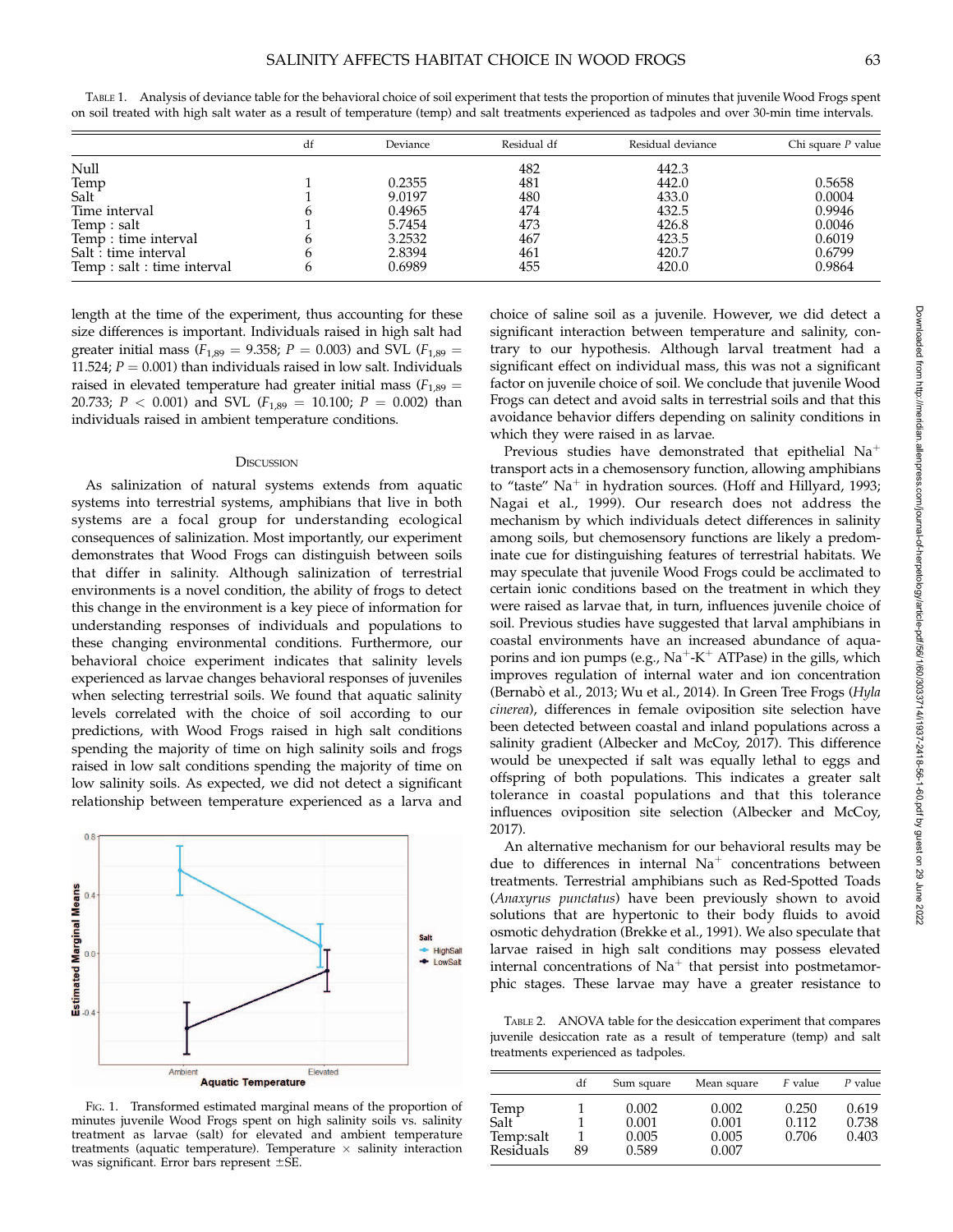TABLE 1. Analysis of deviance table for the behavioral choice of soil experiment that tests the proportion of minutes that juvenile Wood Frogs spent on soil treated with high salt water as a result of temperature (temp) and salt treatments experienced as tadpoles and over 30-min time intervals.

| | df | Deviance | Residual df | Residual deviance | Chi square $P$ value |
|---|---|---|---|---|---|
| Null | | | 482 | 442.3 | |
| Temp | 1 | 0.2355 | 481 | 442.0 | 0.5658 |
| Salt | 1 | 9.0197 | 480 | 433.0 | 0.0004 |
| Time interval | 6 | 0.4965 | 474 | 432.5 | 0.9946 |
| Temp : salt | 1 | 5.7454 | 473 | 426.8 | 0.0046 |
| Temp : time interval | 6 | 3.2532 | 467 | 423.5 | 0.6019 |
| Salt : time interval | 6 | 2.8394 | 461 | 420.7 | 0.6799 |
| Temp : salt : time interval | 6 | 0.6989 | 455 | 420.0 | 0.9864 |

length at the time of the experiment, thus accounting for these size differences is important. Individuals raised in high salt had greater initial mass ($F_{1,89} = 9.358$; $P = 0.003$) and SVL ($F_{1,89} = 11.524$; $P = 0.001$) than individuals raised in low salt. Individuals raised in elevated temperature had greater initial mass ($F_{1,89} = 20.733$; $P < 0.001$) and SVL ($F_{1,89} = 10.100$; $P = 0.002$) than individuals raised in ambient temperature conditions.

## DISCUSSION

As salinization of natural systems extends from aquatic systems into terrestrial systems, amphibians that live in both systems are a focal group for understanding ecological consequences of salinization. Most importantly, our experiment demonstrates that Wood Frogs can distinguish between soils that differ in salinity. Although salinization of terrestrial environments is a novel condition, the ability of frogs to detect this change in the environment is a key piece of information for understanding responses of individuals and populations to these changing environmental conditions. Furthermore, our behavioral choice experiment indicates that salinity levels experienced as larvae changes behavioral responses of juveniles when selecting terrestrial soils. We found that aquatic salinity levels correlated with the choice of soil according to our predictions, with Wood Frogs raised in high salt conditions spending the majority of time on high salinity soils and frogs raised in low salt conditions spending the majority of time on low salinity soils. As expected, we did not detect a significant relationship between temperature experienced as a larva and choice of saline soil as a juvenile. However, we did detect a significant interaction between temperature and salinity, contrary to our hypothesis. Although larval treatment had a significant effect on individual mass, this was not a significant factor on juvenile choice of soil. We conclude that juvenile Wood Frogs can detect and avoid salts in terrestrial soils and that this avoidance behavior differs depending on salinity conditions in which they were raised in as larvae.

FIG. 1. Transformed estimated marginal means of the proportion of minutes juvenile Wood Frogs spent on high salinity soils vs. salinity treatment as larvae (salt) for elevated and ambient temperature treatments (aquatic temperature). Temperature × salinity interaction was significant. Error bars represent ±SE.

Previous studies have demonstrated that epithelial $Na^+$ transport acts in a chemosensory function, allowing amphibians to "taste" $Na^+$ in hydration sources. (Hoff and Hillyard, 1993; Nagai et al., 1999). Our research does not address the mechanism by which individuals detect differences in salinity among soils, but chemosensory functions are likely a predominate cue for distinguishing features of terrestrial habitats. We may speculate that juvenile Wood Frogs could be acclimated to certain ionic conditions based on the treatment in which they were raised as larvae that, in turn, influences juvenile choice of soil. Previous studies have suggested that larval amphibians in coastal environments have an increased abundance of aquaporins and ion pumps (e.g., $Na^+$-$K^+$ ATPase) in the gills, which improves regulation of internal water and ion concentration (Bernabò et al., 2013; Wu et al., 2014). In Green Tree Frogs (*Hyla cinerea*), differences in female oviposition site selection have been detected between coastal and inland populations across a salinity gradient (Albecker and McCoy, 2017). This difference would be unexpected if salt was equally lethal to eggs and offspring of both populations. This indicates a greater salt tolerance in coastal populations and that this tolerance influences oviposition site selection (Albecker and McCoy, 2017).

An alternative mechanism for our behavioral results may be due to differences in internal $Na^+$ concentrations between treatments. Terrestrial amphibians such as Red-Spotted Toads (*Anaxyrus punctatus*) have been previously shown to avoid solutions that are hypertonic to their body fluids to avoid osmotic dehydration (Brekke et al., 1991). We also speculate that larvae raised in high salt conditions may possess elevated internal concentrations of $Na^+$ that persist into postmetamorphic stages. These larvae may have a greater resistance to

TABLE 2. ANOVA table for the desiccation experiment that compares juvenile desiccation rate as a result of temperature (temp) and salt treatments experienced as tadpoles.

| | df | Sum square | Mean square | $F$ value | $P$ value |
|---|---|---|---|---|---|
| Temp | 1 | 0.002 | 0.002 | 0.250 | 0.619 |
| Salt | 1 | 0.001 | 0.001 | 0.112 | 0.738 |
| Temp:salt | 1 | 0.005 | 0.005 | 0.706 | 0.403 |
| Residuals | 89 | 0.589 | 0.007 | | |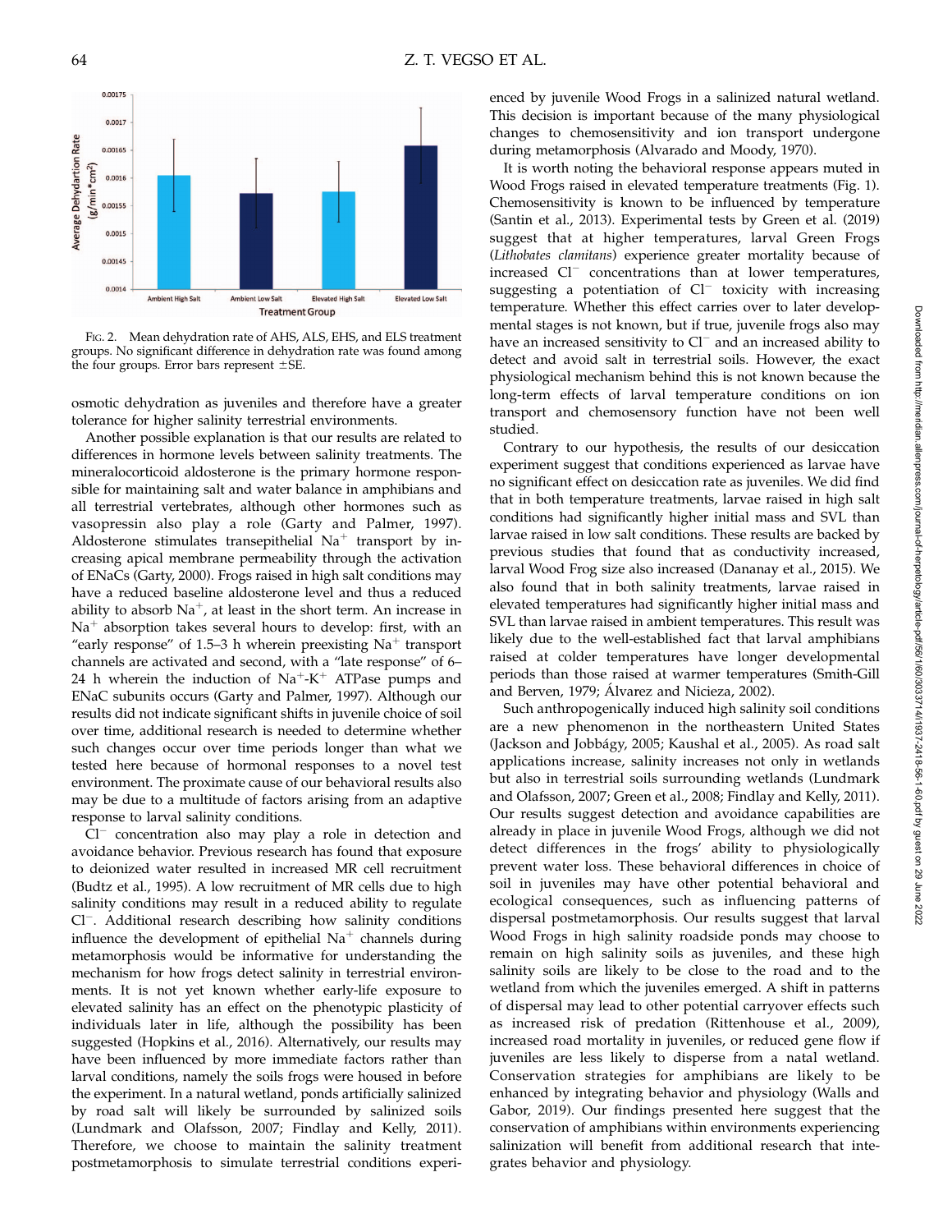Fig. 2. Mean dehydration rate of AHS, ALS, EHS, and ELS treatment groups. No significant difference in dehydration rate was found among the four groups. Error bars represent ±SE.

osmotic dehydration as juveniles and therefore have a greater tolerance for higher salinity terrestrial environments.

Another possible explanation is that our results are related to differences in hormone levels between salinity treatments. The mineralocorticoid aldosterone is the primary hormone responsible for maintaining salt and water balance in amphibians and all terrestrial vertebrates, although other hormones such as vasopressin also play a role (Garty and Palmer, 1997). Aldosterone stimulates transepithelial $Na^+$ transport by increasing apical membrane permeability through the activation of ENaCs (Garty, 2000). Frogs raised in high salt conditions may have a reduced baseline aldosterone level and thus a reduced ability to absorb $Na^+$, at least in the short term. An increase in $Na^+$ absorption takes several hours to develop: first, with an "early response" of 1.5–3 h wherein preexisting $Na^+$ transport channels are activated and second, with a "late response" of 6–24 h wherein the induction of $Na^+$-$K^+$ ATPase pumps and ENaC subunits occurs (Garty and Palmer, 1997). Although our results did not indicate significant shifts in juvenile choice of soil over time, additional research is needed to determine whether such changes occur over time periods longer than what we tested here because of hormonal responses to a novel test environment. The proximate cause of our behavioral results also may be due to a multitude of factors arising from an adaptive response to larval salinity conditions.

$Cl^-$ concentration also may play a role in detection and avoidance behavior. Previous research has found that exposure to deionized water resulted in increased MR cell recruitment (Budtz et al., 1995). A low recruitment of MR cells due to high salinity conditions may result in a reduced ability to regulate $Cl^-$. Additional research describing how salinity conditions influence the development of epithelial $Na^+$ channels during metamorphosis would be informative for understanding the mechanism for how frogs detect salinity in terrestrial environments. It is not yet known whether early-life exposure to elevated salinity has an effect on the phenotypic plasticity of individuals later in life, although the possibility has been suggested (Hopkins et al., 2016). Alternatively, our results may have been influenced by more immediate factors rather than larval conditions, namely the soils frogs were housed in before the experiment. In a natural wetland, ponds artificially salinized by road salt will likely be surrounded by salinized soils (Lundmark and Olafsson, 2007; Findlay and Kelly, 2011). Therefore, we choose to maintain the salinity treatment postmetamorphosis to simulate terrestrial conditions experienced by juvenile Wood Frogs in a salinized natural wetland. This decision is important because of the many physiological changes to chemosensitivity and ion transport undergone during metamorphosis (Alvarado and Moody, 1970).

It is worth noting the behavioral response appears muted in Wood Frogs raised in elevated temperature treatments (Fig. 1). Chemosensitivity is known to be influenced by temperature (Santin et al., 2013). Experimental tests by Green et al. (2019) suggest that at higher temperatures, larval Green Frogs (*Lithobates clamitans*) experience greater mortality because of increased $Cl^-$ concentrations than at lower temperatures, suggesting a potentiation of $Cl^-$ toxicity with increasing temperature. Whether this effect carries over to later developmental stages is not known, but if true, juvenile frogs also may have an increased sensitivity to $Cl^-$ and an increased ability to detect and avoid salt in terrestrial soils. However, the exact physiological mechanism behind this is not known because the long-term effects of larval temperature conditions on ion transport and chemosensory function have not been well studied.

Contrary to our hypothesis, the results of our desiccation experiment suggest that conditions experienced as larvae have no significant effect on desiccation rate as juveniles. We did find that in both temperature treatments, larvae raised in high salt conditions had significantly higher initial mass and SVL than larvae raised in low salt conditions. These results are backed by previous studies that found that as conductivity increased, larval Wood Frog size also increased (Dananay et al., 2015). We also found that in both salinity treatments, larvae raised in elevated temperatures had significantly higher initial mass and SVL than larvae raised in ambient temperatures. This result was likely due to the well-established fact that larval amphibians raised at colder temperatures have longer developmental periods than those raised at warmer temperatures (Smith-Gill and Berven, 1979; Álvarez and Nicieza, 2002).

Such anthropogenically induced high salinity soil conditions are a new phenomenon in the northeastern United States (Jackson and Jobbágy, 2005; Kaushal et al., 2005). As road salt applications increase, salinity increases not only in wetlands but also in terrestrial soils surrounding wetlands (Lundmark and Olafsson, 2007; Green et al., 2008; Findlay and Kelly, 2011). Our results suggest detection and avoidance capabilities are already in place in juvenile Wood Frogs, although we did not detect differences in the frogs' ability to physiologically prevent water loss. These behavioral differences in choice of soil in juveniles may have other potential behavioral and ecological consequences, such as influencing patterns of dispersal postmetamorphosis. Our results suggest that larval Wood Frogs in high salinity roadside ponds may choose to remain on high salinity soils as juveniles, and these high salinity soils are likely to be close to the road and to the wetland from which the juveniles emerged. A shift in patterns of dispersal may lead to other potential carryover effects such as increased risk of predation (Rittenhouse et al., 2009), increased road mortality in juveniles, or reduced gene flow if juveniles are less likely to disperse from a natal wetland. Conservation strategies for amphibians are likely to be enhanced by integrating behavior and physiology (Walls and Gabor, 2019). Our findings presented here suggest that the conservation of amphibians within environments experiencing salinization will benefit from additional research that integrates behavior and physiology.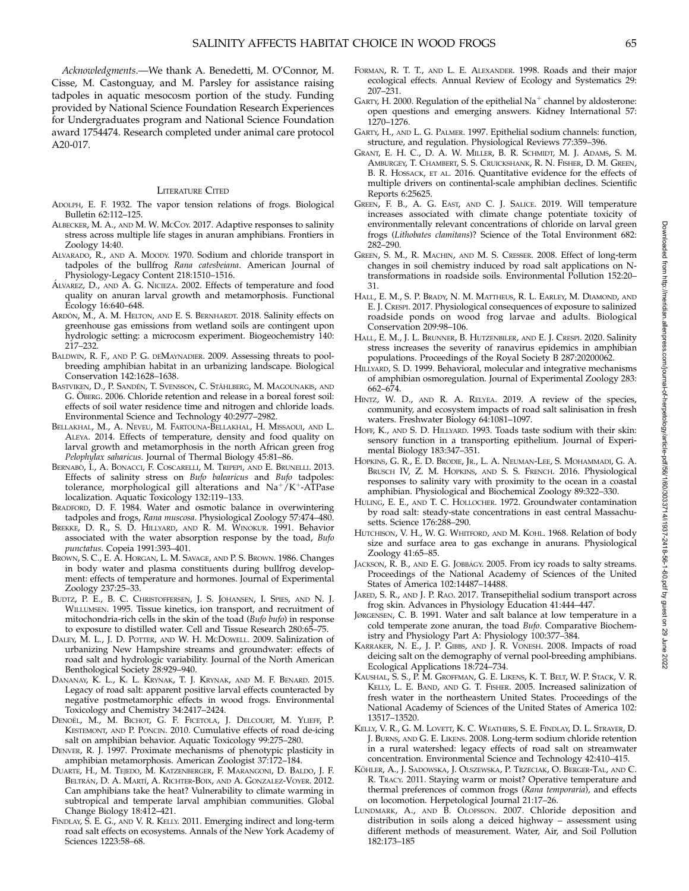*Acknowledgments*.—We thank A. Benedetti, M. O'Connor, M. Cisse, M. Castonguay, and M. Parsley for assistance raising tadpoles in aquatic mesocosm portion of the study. Funding provided by National Science Foundation Research Experiences for Undergraduates program and National Science Foundation award 1754474. Research completed under animal care protocol A20-017.

## Literature Cited

Adolph, E. F. 1932. The vapor tension relations of frogs. Biological Bulletin 62:112–125.

Albecker, M. A., and M. W. McCoy. 2017. Adaptive responses to salinity stress across multiple life stages in anuran amphibians. Frontiers in Zoology 14:40.

Alvarado, R., and A. Moody. 1970. Sodium and chloride transport in tadpoles of the bullfrog *Rana catesbeiana*. American Journal of Physiology-Legacy Content 218:1510–1516.

Álvarez, D., and A. G. Nicieza. 2002. Effects of temperature and food quality on anuran larval growth and metamorphosis. Functional Ecology 16:640–648.

Ardón, M., A. M. Helton, and E. S. Bernhardt. 2018. Salinity effects on greenhouse gas emissions from wetland soils are contingent upon hydrologic setting: a microcosm experiment. Biogeochemistry 140: 217–232.

Baldwin, R. F., and P. G. deMaynadier. 2009. Assessing threats to pool-breeding amphibian habitat in an urbanizing landscape. Biological Conservation 142:1628–1638.

Bastviken, D., P. Sandén, T. Svensson, C. Ståhlberg, M. Magounakis, and G. Öberg. 2006. Chloride retention and release in a boreal forest soil: effects of soil water residence time and nitrogen and chloride loads. Environmental Science and Technology 40:2977–2982.

Bellakhal, M., A. Neveu, M. Fartouna-Bellakhal, H. Missaoui, and L. Aleya. 2014. Effects of temperature, density and food quality on larval growth and metamorphosis in the north African green frog *Pelophylax saharicus*. Journal of Thermal Biology 45:81–86.

Bernabò, I., A. Bonacci, F. Coscarelli, M. Tripepi, and E. Brunelli. 2013. Effects of salinity stress on *Bufo balearicus* and *Bufo* tadpoles: tolerance, morphological gill alterations and $Na^+/K^+$-ATPase localization. Aquatic Toxicology 132:119–133.

Bradford, D. F. 1984. Water and osmotic balance in overwintering tadpoles and frogs, *Rana muscosa*. Physiological Zoology 57:474–480.

Brekke, D. R., S. D. Hillyard, and R. M. Winokur. 1991. Behavior associated with the water absorption response by the toad, *Bufo punctatus*. Copeia 1991:393–401.

Brown, S. C., E. A. Horgan, L. M. Savage, and P. S. Brown. 1986. Changes in body water and plasma constituents during bullfrog development: effects of temperature and hormones. Journal of Experimental Zoology 237:25–33.

Budtz, P. E., B. C. Christoffersen, J. S. Johansen, I. Spies, and N. J. Willumsen. 1995. Tissue kinetics, ion transport, and recruitment of mitochondria-rich cells in the skin of the toad (*Bufo bufo*) in response to exposure to distilled water. Cell and Tissue Research 280:65–75.

Daley, M. L., J. D. Potter, and W. H. McDowell. 2009. Salinization of urbanizing New Hampshire streams and groundwater: effects of road salt and hydrologic variability. Journal of the North American Benthological Society 28:929–940.

Dananay, K. L., K. L. Krynak, T. J. Krynak, and M. F. Benard. 2015. Legacy of road salt: apparent positive larval effects counteracted by negative postmetamorphic effects in wood frogs. Environmental Toxicology and Chemistry 34:2417–2424.

Denoël, M., M. Bichot, G. F. Ficetola, J. Delcourt, M. Ylieff, P. Kestemont, and P. Poncin. 2010. Cumulative effects of road de-icing salt on amphibian behavior. Aquatic Toxicology 99:275–280.

Denver, R. J. 1997. Proximate mechanisms of phenotypic plasticity in amphibian metamorphosis. American Zoologist 37:172–184.

Duarte, H., M. Tejedo, M. Katzenberger, F. Marangoni, D. Baldo, J. F. Beltrán, D. A. Martí, A. Richter-Boix, and A. Gonzalez-Voyer. 2012. Can amphibians take the heat? Vulnerability to climate warming in subtropical and temperate larval amphibian communities. Global Change Biology 18:412–421.

Findlay, S. E. G., and V. R. Kelly. 2011. Emerging indirect and long-term road salt effects on ecosystems. Annals of the New York Academy of Sciences 1223:58–68.

Forman, R. T. T., and L. E. Alexander. 1998. Roads and their major ecological effects. Annual Review of Ecology and Systematics 29: 207–231.

Garty, H. 2000. Regulation of the epithelial $Na^+$ channel by aldosterone: open questions and emerging answers. Kidney International 57: 1270–1276.

Garty, H., and L. G. Palmer. 1997. Epithelial sodium channels: function, structure, and regulation. Physiological Reviews 77:359–396.

Grant, E. H. C., D. A. W. Miller, B. R. Schmidt, M. J. Adams, S. M. Amburgey, T. Chambert, S. S. Cruickshank, R. N. Fisher, D. M. Green, B. R. Hossack, et al. 2016. Quantitative evidence for the effects of multiple drivers on continental-scale amphibian declines. Scientific Reports 6:25625.

Green, F. B., A. G. East, and C. J. Salice. 2019. Will temperature increases associated with climate change potentiate toxicity of environmentally relevant concentrations of chloride on larval green frogs (*Lithobates clamitans*)? Science of the Total Environment 682: 282–290.

Green, S. M., R. Machin, and M. S. Cresser. 2008. Effect of long-term changes in soil chemistry induced by road salt applications on N-transformations in roadside soils. Environmental Pollution 152:20–31.

Hall, E. M., S. P. Brady, N. M. Mattheus, R. L. Earley, M. Diamond, and E. J. Crespi. 2017. Physiological consequences of exposure to salinized roadside ponds on wood frog larvae and adults. Biological Conservation 209:98–106.

Hall, E. M., J. L. Brunner, B. Hutzenbiler, and E. J. Crespi. 2020. Salinity stress increases the severity of ranavirus epidemics in amphibian populations. Proceedings of the Royal Society B 287:20200062.

Hillyard, S. D. 1999. Behavioral, molecular and integrative mechanisms of amphibian osmoregulation. Journal of Experimental Zoology 283: 662–674.

Hintz, W. D., and R. A. Relyea. 2019. A review of the species, community, and ecosystem impacts of road salt salinisation in fresh waters. Freshwater Biology 64:1081–1097.

Hoff, K., and S. D. Hillyard. 1993. Toads taste sodium with their skin: sensory function in a transporting epithelium. Journal of Experimental Biology 183:347–351.

Hopkins, G. R., E. D. Brodie, Jr., L. A. Neuman-Lee, S. Mohammadi, G. A. Brusch IV, Z. M. Hopkins, and S. S. French. 2016. Physiological responses to salinity vary with proximity to the ocean in a coastal amphibian. Physiological and Biochemical Zoology 89:322–330.

Huling, E. E., and T. C. Hollocher. 1972. Groundwater contamination by road salt: steady-state concentrations in east central Massachusetts. Science 176:288–290.

Hutchison, V. H., W. G. Whitford, and M. Kohl. 1968. Relation of body size and surface area to gas exchange in anurans. Physiological Zoology 41:65–85.

Jackson, R. B., and E. G. Jobbágy. 2005. From icy roads to salty streams. Proceedings of the National Academy of Sciences of the United States of America 102:14487–14488.

Jared, S. R., and J. P. Rao. 2017. Transepithelial sodium transport across frog skin. Advances in Physiology Education 41:444–447.

Jørgensen, C. B. 1991. Water and salt balance at low temperature in a cold temperate zone anuran, the toad *Bufo*. Comparative Biochemistry and Physiology Part A: Physiology 100:377–384.

Karraker, N. E., J. P. Gibbs, and J. R. Vonesh. 2008. Impacts of road deicing salt on the demography of vernal pool-breeding amphibians. Ecological Applications 18:724–734.

Kaushal, S. S., P. M. Groffman, G. E. Likens, K. T. Belt, W. P. Stack, V. R. Kelly, L. E. Band, and G. T. Fisher. 2005. Increased salinization of fresh water in the northeastern United States. Proceedings of the National Academy of Sciences of the United States of America 102: 13517–13520.

Kelly, V. R., G. M. Lovett, K. C. Weathers, S. E. Findlay, D. L. Strayer, D. J. Burns, and G. E. Likens. 2008. Long-term sodium chloride retention in a rural watershed: legacy effects of road salt on streamwater concentration. Environmental Science and Technology 42:410–415.

Köhler, A., J. Sadowska, J. Olszewska, P. Trzeciak, O. Berger-Tal, and C. R. Tracy. 2011. Staying warm or moist? Operative temperature and thermal preferences of common frogs (*Rana temporaria*), and effects on locomotion. Herpetological Journal 21:17–26.

Lundmark, A., and B. Olofsson. 2007. Chloride deposition and distribution in soils along a deiced highway – assessment using different methods of measurement. Water, Air, and Soil Pollution 182:173–185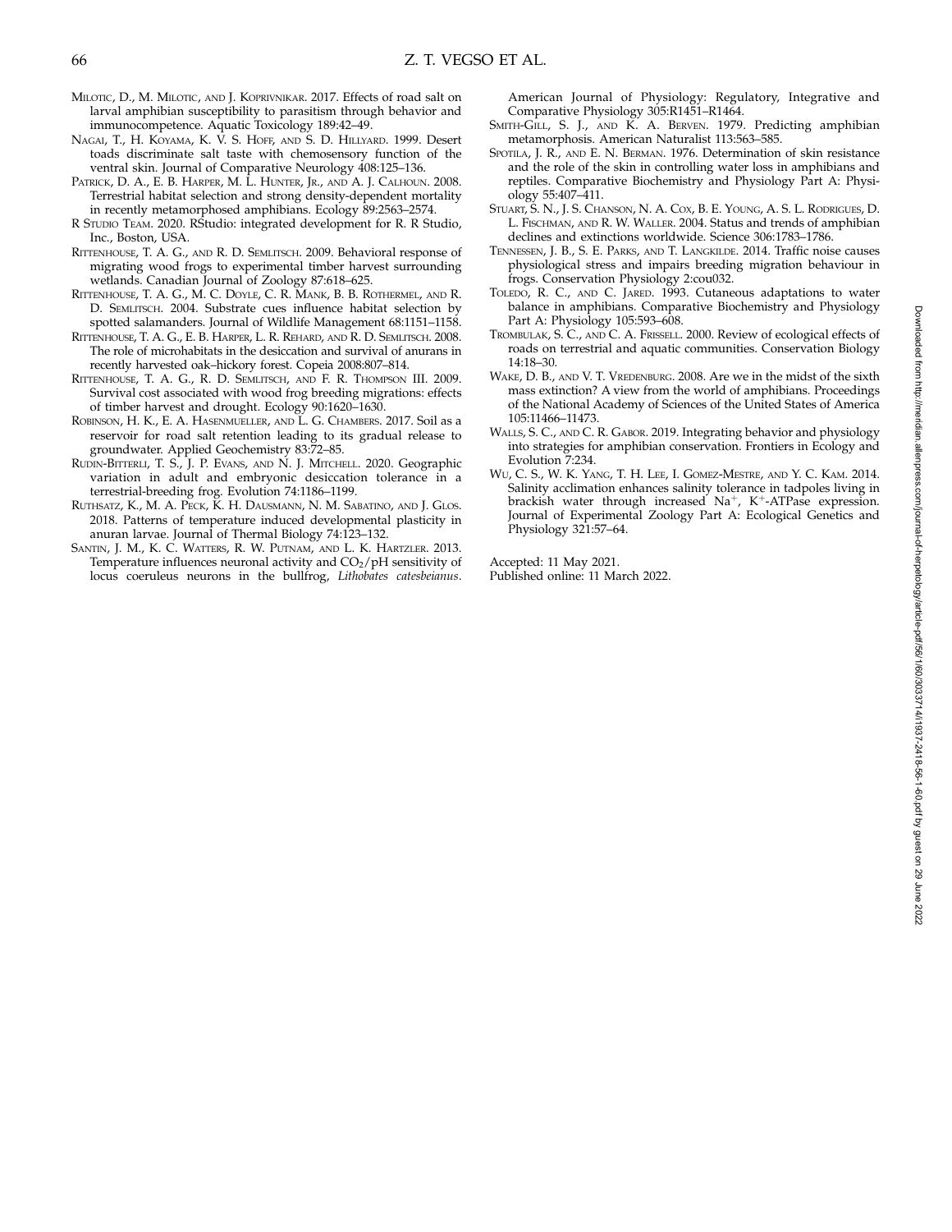Milotic, D., M. Milotic, and J. Koprivnikar. 2017. Effects of road salt on larval amphibian susceptibility to parasitism through behavior and immunocompetence. Aquatic Toxicology 189:42–49.

Nagai, T., H. Koyama, K. V. S. Hoff, and S. D. Hillyard. 1999. Desert toads discriminate salt taste with chemosensory function of the ventral skin. Journal of Comparative Neurology 408:125–136.

Patrick, D. A., E. B. Harper, M. L. Hunter, Jr., and A. J. Calhoun. 2008. Terrestrial habitat selection and strong density-dependent mortality in recently metamorphosed amphibians. Ecology 89:2563–2574.

R Studio Team. 2020. RStudio: integrated development for R. R Studio, Inc., Boston, USA.

Rittenhouse, T. A. G., and R. D. Semlitsch. 2009. Behavioral response of migrating wood frogs to experimental timber harvest surrounding wetlands. Canadian Journal of Zoology 87:618–625.

Rittenhouse, T. A. G., M. C. Doyle, C. R. Mank, B. B. Rothermel, and R. D. Semlitsch. 2004. Substrate cues influence habitat selection by spotted salamanders. Journal of Wildlife Management 68:1151–1158.

Rittenhouse, T. A. G., E. B. Harper, L. R. Rehard, and R. D. Semlitsch. 2008. The role of microhabitats in the desiccation and survival of anurans in recently harvested oak–hickory forest. Copeia 2008:807–814.

Rittenhouse, T. A. G., R. D. Semlitsch, and F. R. Thompson III. 2009. Survival cost associated with wood frog breeding migrations: effects of timber harvest and drought. Ecology 90:1620–1630.

Robinson, H. K., E. A. Hasenmueller, and L. G. Chambers. 2017. Soil as a reservoir for road salt retention leading to its gradual release to groundwater. Applied Geochemistry 83:72–85.

Rudin-Bitterli, T. S., J. P. Evans, and N. J. Mitchell. 2020. Geographic variation in adult and embryonic desiccation tolerance in a terrestrial-breeding frog. Evolution 74:1186–1199.

Ruthsatz, K., M. A. Peck, K. H. Dausmann, N. M. Sabatino, and J. Glos. 2018. Patterns of temperature induced developmental plasticity in anuran larvae. Journal of Thermal Biology 74:123–132.

Santin, J. M., K. C. Watters, R. W. Putnam, and L. K. Hartzler. 2013. Temperature influences neuronal activity and $CO_2$/pH sensitivity of locus coeruleus neurons in the bullfrog, *Lithobates catesbeianus*. American Journal of Physiology: Regulatory, Integrative and Comparative Physiology 305:R1451–R1464.

Smith-Gill, S. J., and K. A. Berven. 1979. Predicting amphibian metamorphosis. American Naturalist 113:563–585.

Spotila, J. R., and E. N. Berman. 1976. Determination of skin resistance and the role of the skin in controlling water loss in amphibians and reptiles. Comparative Biochemistry and Physiology Part A: Physiology 55:407–411.

Stuart, S. N., J. S. Chanson, N. A. Cox, B. E. Young, A. S. L. Rodrigues, D. L. Fischman, and R. W. Waller. 2004. Status and trends of amphibian declines and extinctions worldwide. Science 306:1783–1786.

Tennessen, J. B., S. E. Parks, and T. Langkilde. 2014. Traffic noise causes physiological stress and impairs breeding migration behaviour in frogs. Conservation Physiology 2:cou032.

Toledo, R. C., and C. Jared. 1993. Cutaneous adaptations to water balance in amphibians. Comparative Biochemistry and Physiology Part A: Physiology 105:593–608.

Trombulak, S. C., and C. A. Frissell. 2000. Review of ecological effects of roads on terrestrial and aquatic communities. Conservation Biology 14:18–30.

Wake, D. B., and V. T. Vredenburg. 2008. Are we in the midst of the sixth mass extinction? A view from the world of amphibians. Proceedings of the National Academy of Sciences of the United States of America 105:11466–11473.

Walls, S. C., and C. R. Gabor. 2019. Integrating behavior and physiology into strategies for amphibian conservation. Frontiers in Ecology and Evolution 7:234.

Wu, C. S., W. K. Yang, T. H. Lee, I. Gomez-Mestre, and Y. C. Kam. 2014. Salinity acclimation enhances salinity tolerance in tadpoles living in brackish water through increased $Na^{+}$, $K^{+}$-ATPase expression. Journal of Experimental Zoology Part A: Ecological Genetics and Physiology 321:57–64.

Accepted: 11 May 2021.
Published online: 11 March 2022.